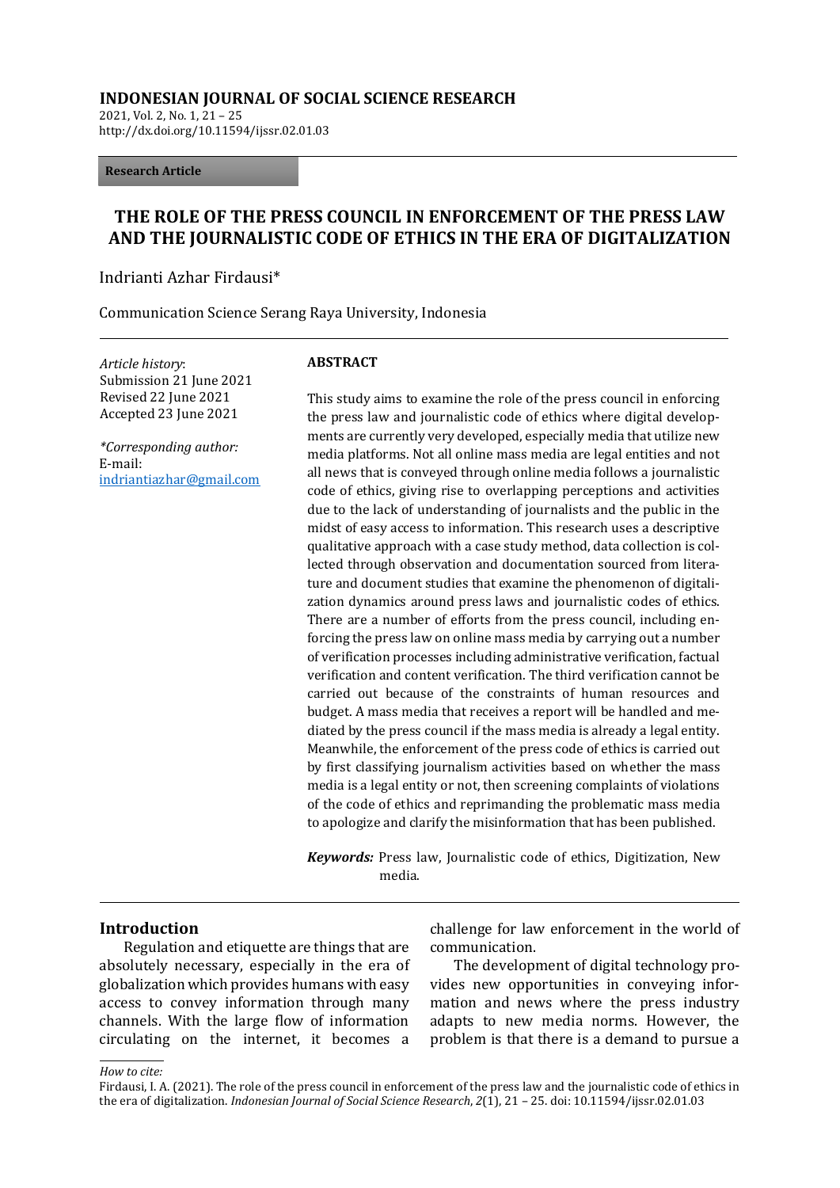**INDONESIAN JOURNAL OF SOCIAL SCIENCE RESEARCH**
2021, Vol. 2, No. 1, 21 – 25
http://dx.doi.org/10.11594/ijssr.02.01.03

**Research Article**

# THE ROLE OF THE PRESS COUNCIL IN ENFORCEMENT OF THE PRESS LAW AND THE JOURNALISTIC CODE OF ETHICS IN THE ERA OF DIGITALIZATION

Indrianti Azhar Firdausi*

Communication Science Serang Raya University, Indonesia

*Article history*:
Submission 21 June 2021
Revised 22 June 2021
Accepted 23 June 2021

*\*Corresponding author:*
E-mail:
indriantiazhar@gmail.com

**ABSTRACT**

This study aims to examine the role of the press council in enforcing the press law and journalistic code of ethics where digital developments are currently very developed, especially media that utilize new media platforms. Not all online mass media are legal entities and not all news that is conveyed through online media follows a journalistic code of ethics, giving rise to overlapping perceptions and activities due to the lack of understanding of journalists and the public in the midst of easy access to information. This research uses a descriptive qualitative approach with a case study method, data collection is collected through observation and documentation sourced from literature and document studies that examine the phenomenon of digitalization dynamics around press laws and journalistic codes of ethics. There are a number of efforts from the press council, including enforcing the press law on online mass media by carrying out a number of verification processes including administrative verification, factual verification and content verification. The third verification cannot be carried out because of the constraints of human resources and budget. A mass media that receives a report will be handled and mediated by the press council if the mass media is already a legal entity. Meanwhile, the enforcement of the press code of ethics is carried out by first classifying journalism activities based on whether the mass media is a legal entity or not, then screening complaints of violations of the code of ethics and reprimanding the problematic mass media to apologize and clarify the misinformation that has been published.

***Keywords:*** Press law, Journalistic code of ethics, Digitization, New media.

## Introduction

Regulation and etiquette are things that are absolutely necessary, especially in the era of globalization which provides humans with easy access to convey information through many channels. With the large flow of information circulating on the internet, it becomes a challenge for law enforcement in the world of communication.

The development of digital technology provides new opportunities in conveying information and news where the press industry adapts to new media norms. However, the problem is that there is a demand to pursue a

*How to cite:*
Firdausi, I. A. (2021). The role of the press council in enforcement of the press law and the journalistic code of ethics in the era of digitalization. *Indonesian Journal of Social Science Research*, *2*(1), 21 – 25. doi: 10.11594/ijssr.02.01.03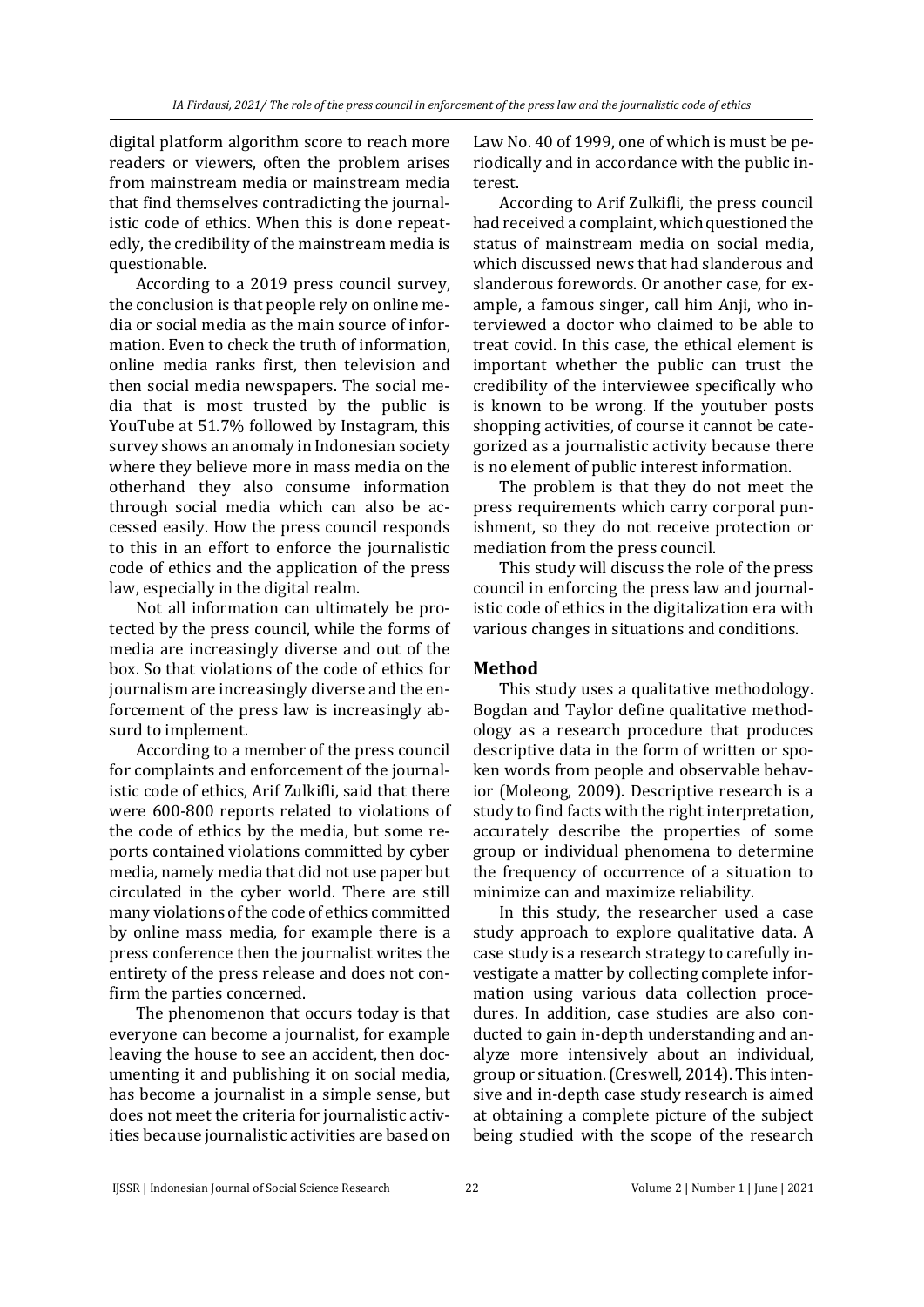digital platform algorithm score to reach more readers or viewers, often the problem arises from mainstream media or mainstream media that find themselves contradicting the journalistic code of ethics. When this is done repeatedly, the credibility of the mainstream media is questionable.

According to a 2019 press council survey, the conclusion is that people rely on online media or social media as the main source of information. Even to check the truth of information, online media ranks first, then television and then social media newspapers. The social media that is most trusted by the public is YouTube at 51.7% followed by Instagram, this survey shows an anomaly in Indonesian society where they believe more in mass media on the otherhand they also consume information through social media which can also be accessed easily. How the press council responds to this in an effort to enforce the journalistic code of ethics and the application of the press law, especially in the digital realm.

Not all information can ultimately be protected by the press council, while the forms of media are increasingly diverse and out of the box. So that violations of the code of ethics for journalism are increasingly diverse and the enforcement of the press law is increasingly absurd to implement.

According to a member of the press council for complaints and enforcement of the journalistic code of ethics, Arif Zulkifli, said that there were 600-800 reports related to violations of the code of ethics by the media, but some reports contained violations committed by cyber media, namely media that did not use paper but circulated in the cyber world. There are still many violations of the code of ethics committed by online mass media, for example there is a press conference then the journalist writes the entirety of the press release and does not confirm the parties concerned.

The phenomenon that occurs today is that everyone can become a journalist, for example leaving the house to see an accident, then documenting it and publishing it on social media, has become a journalist in a simple sense, but does not meet the criteria for journalistic activities because journalistic activities are based on Law No. 40 of 1999, one of which is must be periodically and in accordance with the public interest.

According to Arif Zulkifli, the press council had received a complaint, which questioned the status of mainstream media on social media, which discussed news that had slanderous and slanderous forewords. Or another case, for example, a famous singer, call him Anji, who interviewed a doctor who claimed to be able to treat covid. In this case, the ethical element is important whether the public can trust the credibility of the interviewee specifically who is known to be wrong. If the youtuber posts shopping activities, of course it cannot be categorized as a journalistic activity because there is no element of public interest information.

The problem is that they do not meet the press requirements which carry corporal punishment, so they do not receive protection or mediation from the press council.

This study will discuss the role of the press council in enforcing the press law and journalistic code of ethics in the digitalization era with various changes in situations and conditions.

## Method

This study uses a qualitative methodology. Bogdan and Taylor define qualitative methodology as a research procedure that produces descriptive data in the form of written or spoken words from people and observable behavior (Moleong, 2009). Descriptive research is a study to find facts with the right interpretation, accurately describe the properties of some group or individual phenomena to determine the frequency of occurrence of a situation to minimize can and maximize reliability.

In this study, the researcher used a case study approach to explore qualitative data. A case study is a research strategy to carefully investigate a matter by collecting complete information using various data collection procedures. In addition, case studies are also conducted to gain in-depth understanding and analyze more intensively about an individual, group or situation. (Creswell, 2014). This intensive and in-depth case study research is aimed at obtaining a complete picture of the subject being studied with the scope of the research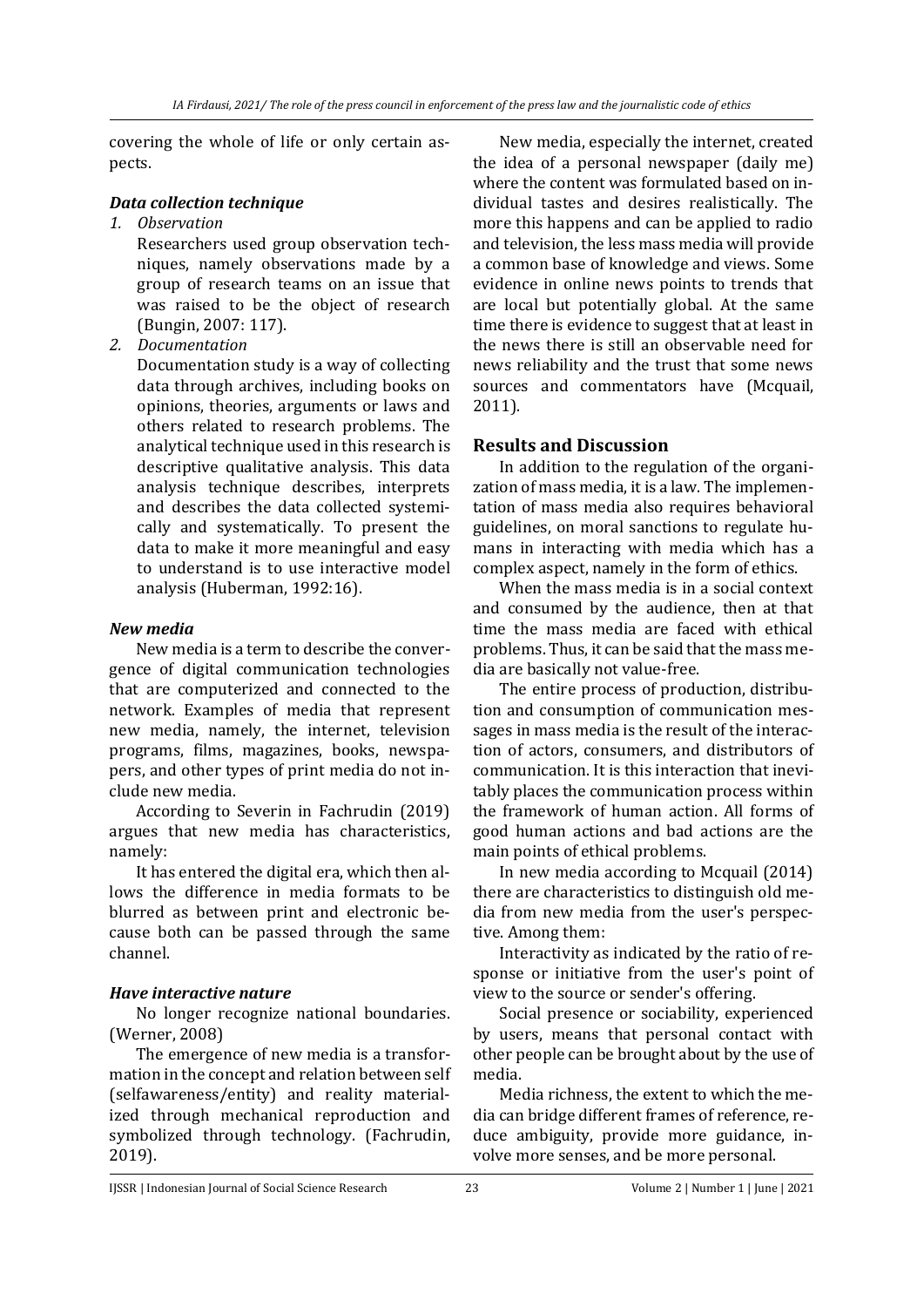covering the whole of life or only certain aspects.

### *Data collection technique*

1. *Observation*

   Researchers used group observation techniques, namely observations made by a group of research teams on an issue that was raised to be the object of research (Bungin, 2007: 117).

2. *Documentation*

   Documentation study is a way of collecting data through archives, including books on opinions, theories, arguments or laws and others related to research problems. The analytical technique used in this research is descriptive qualitative analysis. This data analysis technique describes, interprets and describes the data collected systemically and systematically. To present the data to make it more meaningful and easy to understand is to use interactive model analysis (Huberman, 1992:16).

### *New media*

New media is a term to describe the convergence of digital communication technologies that are computerized and connected to the network. Examples of media that represent new media, namely, the internet, television programs, films, magazines, books, newspapers, and other types of print media do not include new media.

According to Severin in Fachrudin (2019) argues that new media has characteristics, namely:

It has entered the digital era, which then allows the difference in media formats to be blurred as between print and electronic because both can be passed through the same channel.

### *Have interactive nature*

No longer recognize national boundaries. (Werner, 2008)

The emergence of new media is a transformation in the concept and relation between self (selfawareness/entity) and reality materialized through mechanical reproduction and symbolized through technology. (Fachrudin, 2019).

New media, especially the internet, created the idea of a personal newspaper (daily me) where the content was formulated based on individual tastes and desires realistically. The more this happens and can be applied to radio and television, the less mass media will provide a common base of knowledge and views. Some evidence in online news points to trends that are local but potentially global. At the same time there is evidence to suggest that at least in the news there is still an observable need for news reliability and the trust that some news sources and commentators have (Mcquail, 2011).

## Results and Discussion

In addition to the regulation of the organization of mass media, it is a law. The implementation of mass media also requires behavioral guidelines, on moral sanctions to regulate humans in interacting with media which has a complex aspect, namely in the form of ethics.

When the mass media is in a social context and consumed by the audience, then at that time the mass media are faced with ethical problems. Thus, it can be said that the mass media are basically not value-free.

The entire process of production, distribution and consumption of communication messages in mass media is the result of the interaction of actors, consumers, and distributors of communication. It is this interaction that inevitably places the communication process within the framework of human action. All forms of good human actions and bad actions are the main points of ethical problems.

In new media according to Mcquail (2014) there are characteristics to distinguish old media from new media from the user's perspective. Among them:

Interactivity as indicated by the ratio of response or initiative from the user's point of view to the source or sender's offering.

Social presence or sociability, experienced by users, means that personal contact with other people can be brought about by the use of media.

Media richness, the extent to which the media can bridge different frames of reference, reduce ambiguity, provide more guidance, involve more senses, and be more personal.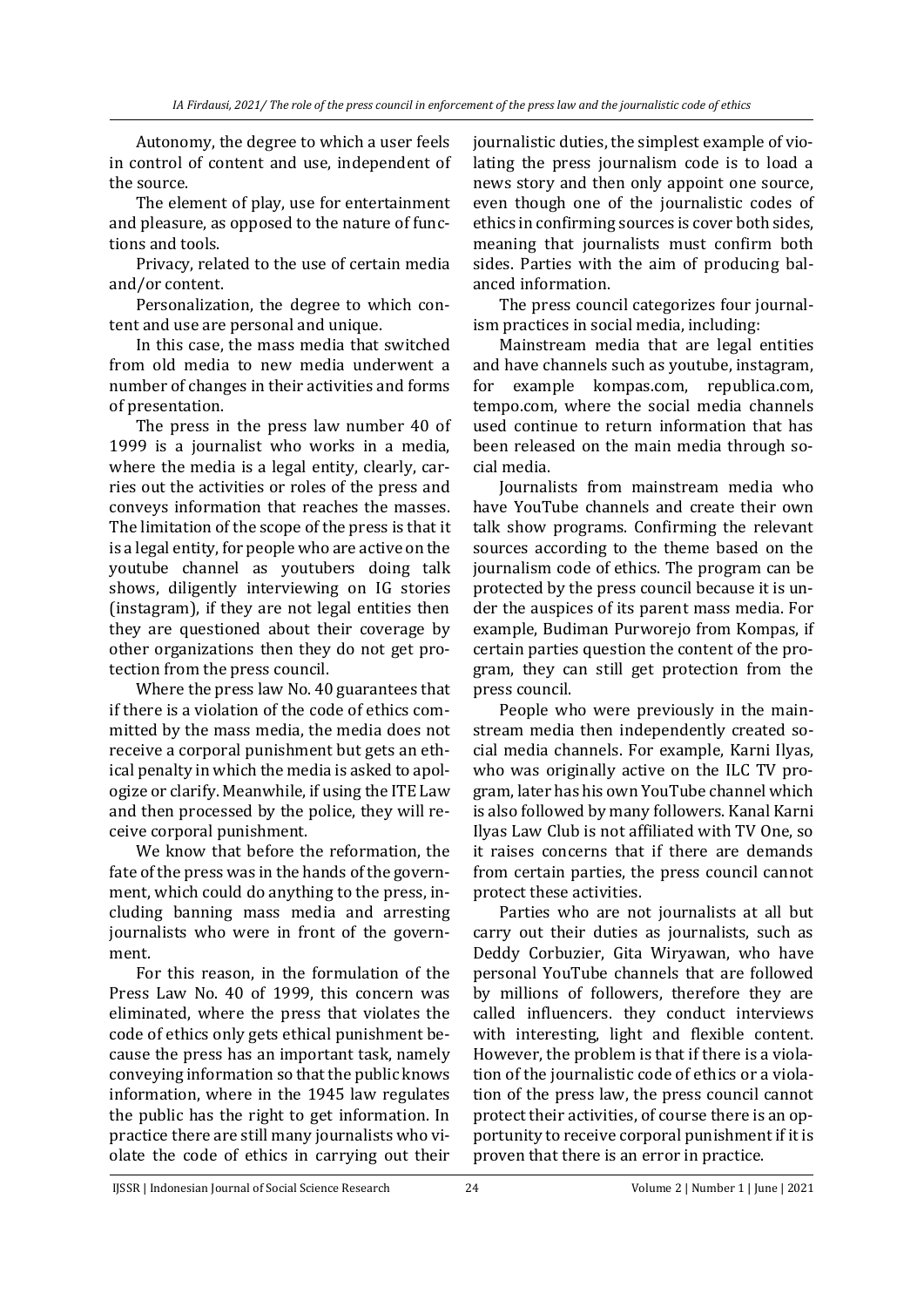Autonomy, the degree to which a user feels in control of content and use, independent of the source.

The element of play, use for entertainment and pleasure, as opposed to the nature of functions and tools.

Privacy, related to the use of certain media and/or content.

Personalization, the degree to which content and use are personal and unique.

In this case, the mass media that switched from old media to new media underwent a number of changes in their activities and forms of presentation.

The press in the press law number 40 of 1999 is a journalist who works in a media, where the media is a legal entity, clearly, carries out the activities or roles of the press and conveys information that reaches the masses. The limitation of the scope of the press is that it is a legal entity, for people who are active on the youtube channel as youtubers doing talk shows, diligently interviewing on IG stories (instagram), if they are not legal entities then they are questioned about their coverage by other organizations then they do not get protection from the press council.

Where the press law No. 40 guarantees that if there is a violation of the code of ethics committed by the mass media, the media does not receive a corporal punishment but gets an ethical penalty in which the media is asked to apologize or clarify. Meanwhile, if using the ITE Law and then processed by the police, they will receive corporal punishment.

We know that before the reformation, the fate of the press was in the hands of the government, which could do anything to the press, including banning mass media and arresting journalists who were in front of the government.

For this reason, in the formulation of the Press Law No. 40 of 1999, this concern was eliminated, where the press that violates the code of ethics only gets ethical punishment because the press has an important task, namely conveying information so that the public knows information, where in the 1945 law regulates the public has the right to get information. In practice there are still many journalists who violate the code of ethics in carrying out their journalistic duties, the simplest example of violating the press journalism code is to load a news story and then only appoint one source, even though one of the journalistic codes of ethics in confirming sources is cover both sides, meaning that journalists must confirm both sides. Parties with the aim of producing balanced information.

The press council categorizes four journalism practices in social media, including:

Mainstream media that are legal entities and have channels such as youtube, instagram, for example kompas.com, republica.com, tempo.com, where the social media channels used continue to return information that has been released on the main media through social media.

Journalists from mainstream media who have YouTube channels and create their own talk show programs. Confirming the relevant sources according to the theme based on the journalism code of ethics. The program can be protected by the press council because it is under the auspices of its parent mass media. For example, Budiman Purworejo from Kompas, if certain parties question the content of the program, they can still get protection from the press council.

People who were previously in the mainstream media then independently created social media channels. For example, Karni Ilyas, who was originally active on the ILC TV program, later has his own YouTube channel which is also followed by many followers. Kanal Karni Ilyas Law Club is not affiliated with TV One, so it raises concerns that if there are demands from certain parties, the press council cannot protect these activities.

Parties who are not journalists at all but carry out their duties as journalists, such as Deddy Corbuzier, Gita Wiryawan, who have personal YouTube channels that are followed by millions of followers, therefore they are called influencers. they conduct interviews with interesting, light and flexible content. However, the problem is that if there is a violation of the journalistic code of ethics or a violation of the press law, the press council cannot protect their activities, of course there is an opportunity to receive corporal punishment if it is proven that there is an error in practice.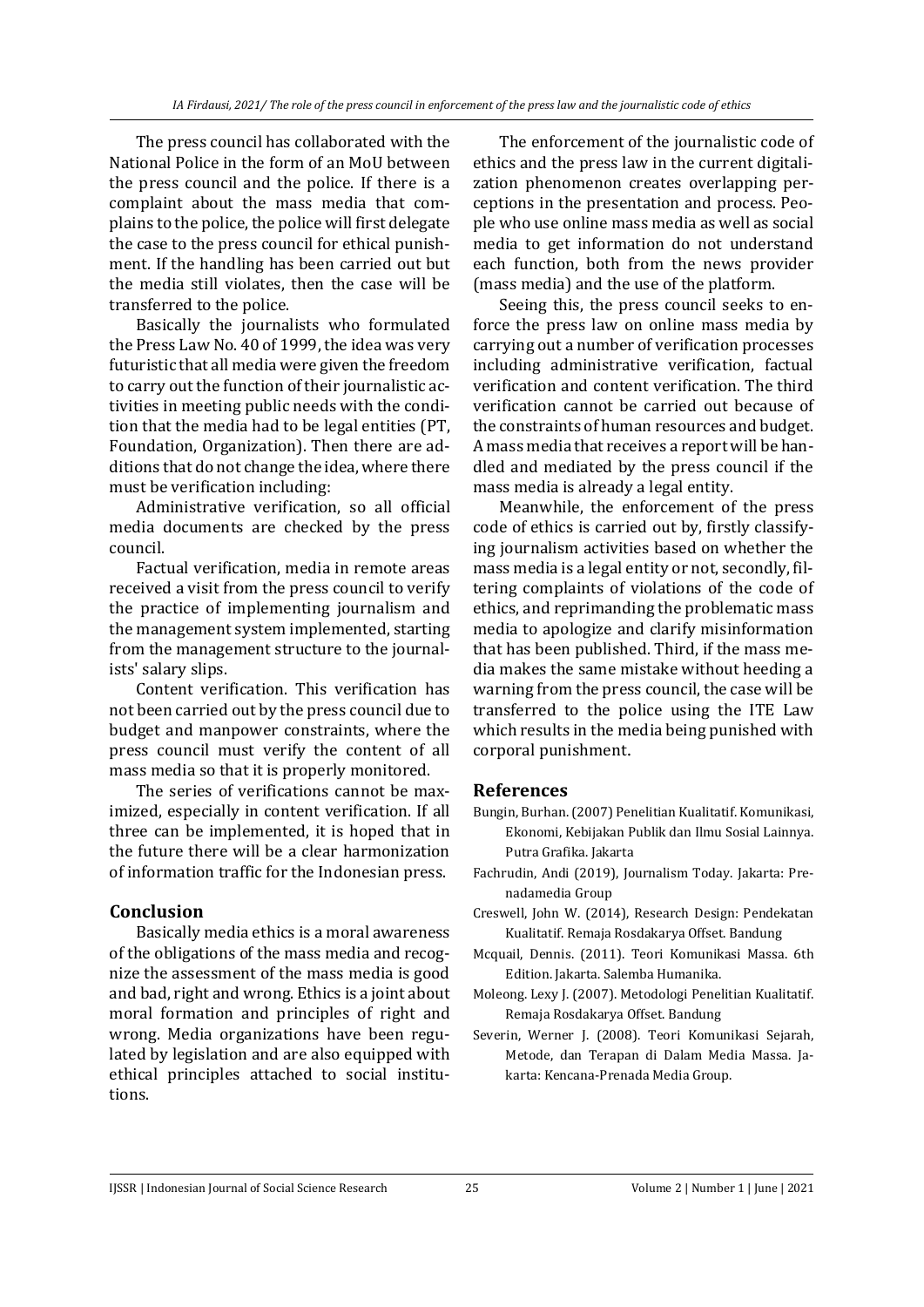The press council has collaborated with the National Police in the form of an MoU between the press council and the police. If there is a complaint about the mass media that complains to the police, the police will first delegate the case to the press council for ethical punishment. If the handling has been carried out but the media still violates, then the case will be transferred to the police.

Basically the journalists who formulated the Press Law No. 40 of 1999, the idea was very futuristic that all media were given the freedom to carry out the function of their journalistic activities in meeting public needs with the condition that the media had to be legal entities (PT, Foundation, Organization). Then there are additions that do not change the idea, where there must be verification including:

Administrative verification, so all official media documents are checked by the press council.

Factual verification, media in remote areas received a visit from the press council to verify the practice of implementing journalism and the management system implemented, starting from the management structure to the journalists' salary slips.

Content verification. This verification has not been carried out by the press council due to budget and manpower constraints, where the press council must verify the content of all mass media so that it is properly monitored.

The series of verifications cannot be maximized, especially in content verification. If all three can be implemented, it is hoped that in the future there will be a clear harmonization of information traffic for the Indonesian press.

## Conclusion

Basically media ethics is a moral awareness of the obligations of the mass media and recognize the assessment of the mass media is good and bad, right and wrong. Ethics is a joint about moral formation and principles of right and wrong. Media organizations have been regulated by legislation and are also equipped with ethical principles attached to social institutions.

The enforcement of the journalistic code of ethics and the press law in the current digitalization phenomenon creates overlapping perceptions in the presentation and process. People who use online mass media as well as social media to get information do not understand each function, both from the news provider (mass media) and the use of the platform.

Seeing this, the press council seeks to enforce the press law on online mass media by carrying out a number of verification processes including administrative verification, factual verification and content verification. The third verification cannot be carried out because of the constraints of human resources and budget. A mass media that receives a report will be handled and mediated by the press council if the mass media is already a legal entity.

Meanwhile, the enforcement of the press code of ethics is carried out by, firstly classifying journalism activities based on whether the mass media is a legal entity or not, secondly, filtering complaints of violations of the code of ethics, and reprimanding the problematic mass media to apologize and clarify misinformation that has been published. Third, if the mass media makes the same mistake without heeding a warning from the press council, the case will be transferred to the police using the ITE Law which results in the media being punished with corporal punishment.

## References

Bungin, Burhan. (2007) Penelitian Kualitatif. Komunikasi, Ekonomi, Kebijakan Publik dan Ilmu Sosial Lainnya. Putra Grafika. Jakarta

Fachrudin, Andi (2019), Journalism Today. Jakarta: Prenadamedia Group

Creswell, John W. (2014), Research Design: Pendekatan Kualitatif. Remaja Rosdakarya Offset. Bandung

Mcquail, Dennis. (2011). Teori Komunikasi Massa. 6th Edition. Jakarta. Salemba Humanika.

Moleong. Lexy J. (2007). Metodologi Penelitian Kualitatif. Remaja Rosdakarya Offset. Bandung

Severin, Werner J. (2008). Teori Komunikasi Sejarah, Metode, dan Terapan di Dalam Media Massa. Jakarta: Kencana-Prenada Media Group.